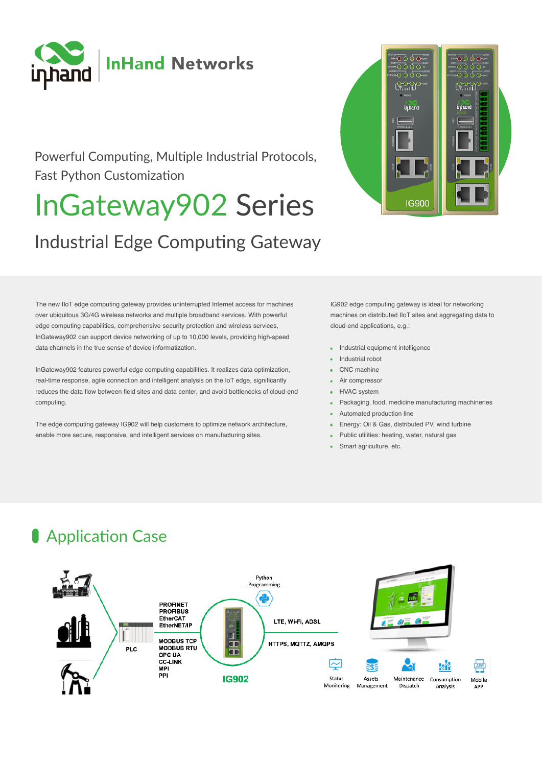InHand Networks

Powerful Computing, Multiple Industrial Protocols, Fast Python Customization

# InGateway902 Series

## Industrial Edge Computing Gateway

The new IIoT edge computing gateway provides uninterrupted Internet access for machines over ubiquitous 3G/4G wireless networks and multiple broadband services. With powerful edge computing capabilities, comprehensive security protection and wireless services, InGateway902 can support device networking of up to 10,000 levels, providing high-speed data channels in the true sense of device informatization.

InGateway902 features powerful edge computing capabilities. It realizes data optimization, real-time response, agile connection and intelligent analysis on the IoT edge, significantly reduces the data flow between field sites and data center, and avoid bottlenecks of cloud-end computing.

The edge computing gateway IG902 will help customers to optimize network architecture, enable more secure, responsive, and intelligent services on manufacturing sites.

IG902 edge computing gateway is ideal for networking machines on distributed IIoT sites and aggregating data to cloud-end applications, e.g.:

- Industrial equipment intelligence
- Industrial robot
- CNC machine
- Air compressor
- HVAC system
- Packaging, food, medicine manufacturing machineries
- Automated production line
- Energy: Oil & Gas, distributed PV, wind turbine
- Public utilities: heating, water, natural gas
- Smart agriculture, etc.

## Application Case

PLC

PROFINET
PROFIBUS
EtherCAT
EtherNET/IP

MODBUS TCP
MODBUS RTU
OPC UA
CC-LINK
MPI
PPI

Python Programming

IG902

LTE, Wi-Fi, ADSL

HTTPS, MQTTZ, AMQPS

Status Monitoring | Assets Management | Maintenence Dispatch | Consumption Analysis | Mobile APP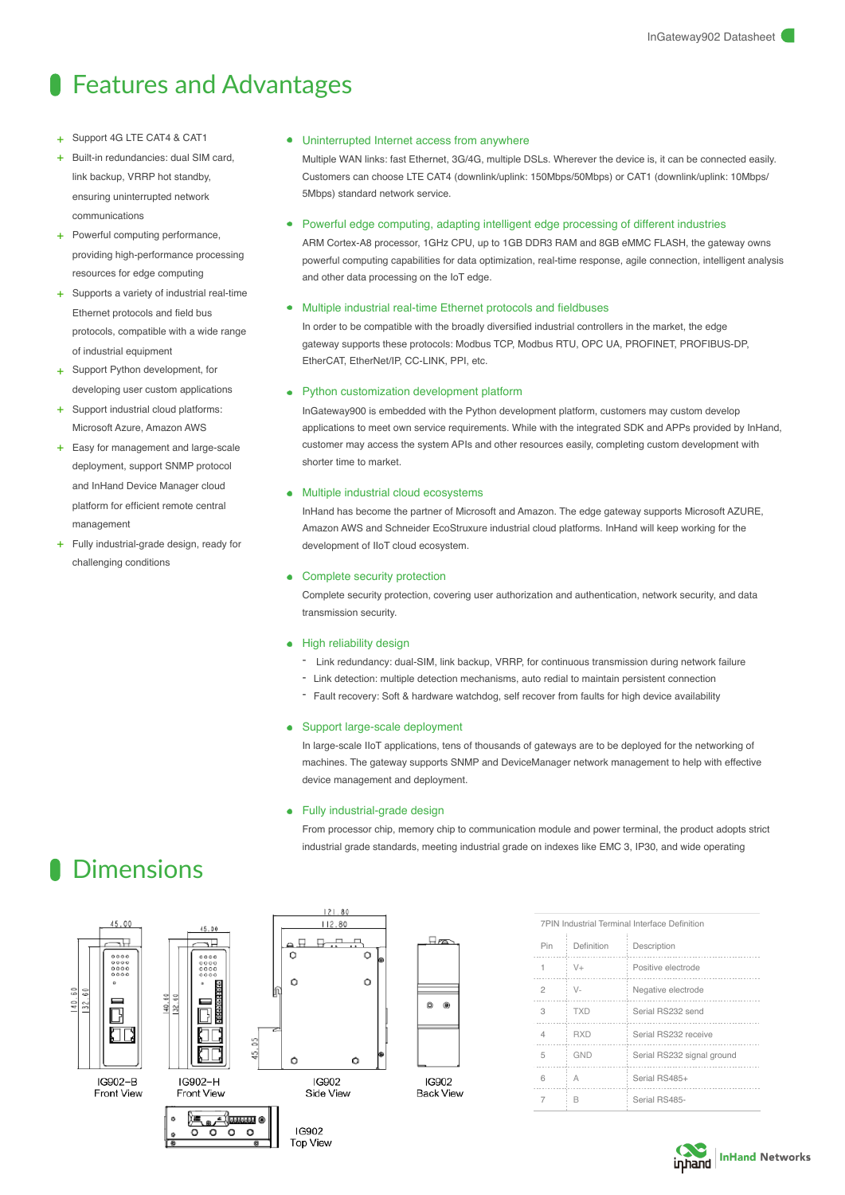# Features and Advantages

- Support 4G LTE CAT4 & CAT1
- Built-in redundancies: dual SIM card, link backup, VRRP hot standby, ensuring uninterrupted network communications
- Powerful computing performance, providing high-performance processing resources for edge computing
- Supports a variety of industrial real-time Ethernet protocols and field bus protocols, compatible with a wide range of industrial equipment
- Support Python development, for developing user custom applications
- Support industrial cloud platforms: Microsoft Azure, Amazon AWS
- Easy for management and large-scale deployment, support SNMP protocol and InHand Device Manager cloud platform for efficient remote central management
- Fully industrial-grade design, ready for challenging conditions

### Uninterrupted Internet access from anywhere

Multiple WAN links: fast Ethernet, 3G/4G, multiple DSLs. Wherever the device is, it can be connected easily. Customers can choose LTE CAT4 (downlink/uplink: 150Mbps/50Mbps) or CAT1 (downlink/uplink: 10Mbps/5Mbps) standard network service.

### Powerful edge computing, adapting intelligent edge processing of different industries

ARM Cortex-A8 processor, 1GHz CPU, up to 1GB DDR3 RAM and 8GB eMMC FLASH, the gateway owns powerful computing capabilities for data optimization, real-time response, agile connection, intelligent analysis and other data processing on the IoT edge.

### Multiple industrial real-time Ethernet protocols and fieldbuses

In order to be compatible with the broadly diversified industrial controllers in the market, the edge gateway supports these protocols: Modbus TCP, Modbus RTU, OPC UA, PROFINET, PROFIBUS-DP, EtherCAT, EtherNet/IP, CC-LINK, PPI, etc.

### Python customization development platform

InGateway900 is embedded with the Python development platform, customers may custom develop applications to meet own service requirements. While with the integrated SDK and APPs provided by InHand, customer may access the system APIs and other resources easily, completing custom development with shorter time to market.

### Multiple industrial cloud ecosystems

InHand has become the partner of Microsoft and Amazon. The edge gateway supports Microsoft AZURE, Amazon AWS and Schneider EcoStruxure industrial cloud platforms. InHand will keep working for the development of IIoT cloud ecosystem.

### Complete security protection

Complete security protection, covering user authorization and authentication, network security, and data transmission security.

### High reliability design

- Link redundancy: dual-SIM, link backup, VRRP, for continuous transmission during network failure
- Link detection: multiple detection mechanisms, auto redial to maintain persistent connection
- Fault recovery: Soft & hardware watchdog, self recover from faults for high device availability

### Support large-scale deployment

In large-scale IIoT applications, tens of thousands of gateways are to be deployed for the networking of machines. The gateway supports SNMP and DeviceManager network management to help with effective device management and deployment.

### Fully industrial-grade design

From processor chip, memory chip to communication module and power terminal, the product adopts strict industrial grade standards, meeting industrial grade on indexes like EMC 3, IP30, and wide operating

# Dimensions

IG902-B Front View

IG902-H Front View

IG902 Side View

IG902 Back View

IG902 Top View

7PIN Industrial Terminal Interface Definition

| Pin | Definition | Description |
|---|---|---|
| 1 | V+ | Positive electrode |
| 2 | V- | Negative electrode |
| 3 | TXD | Serial RS232 send |
| 4 | RXD | Serial RS232 receive |
| 5 | GND | Serial RS232 signal ground |
| 6 | A | Serial RS485+ |
| 7 | B | Serial RS485- |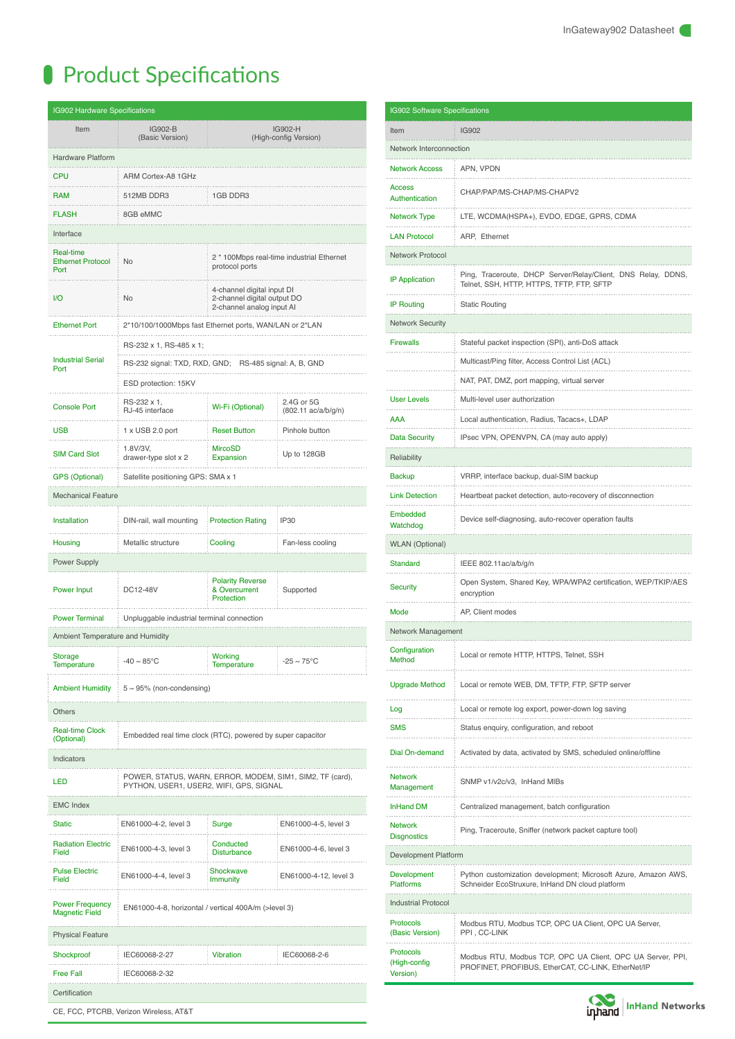# Product Specifications

**IG902 Hardware Specifications**

| Item | IG902-B (Basic Version) | IG902-H (High-config Version) | | |
|---|---|---|---|---|
| **Hardware Platform** | | | | |
| CPU | ARM Cortex-A8 1GHz | | | |
| RAM | 512MB DDR3 | 1GB DDR3 | | |
| FLASH | 8GB eMMC | | | |
| **Interface** | | | | |
| Real-time Ethernet Protocol Port | No | 2 * 100Mbps real-time industrial Ethernet protocol ports | | |
| I/O | No | 4-channel digital input DI<br>2-channel digital output DO<br>2-channel analog input AI | | |
| Ethernet Port | 2*10/100/1000Mbps fast Ethernet ports, WAN/LAN or 2*LAN | | | |
| Industrial Serial Port | RS-232 x 1, RS-485 x 1; | | | |
| | RS-232 signal: TXD, RXD, GND; RS-485 signal: A, B, GND | | | |
| | ESD protection: 15KV | | | |
| Console Port | RS-232 x 1, RJ-45 interface | Wi-Fi (Optional) | 2.4G or 5G (802.11 ac/a/b/g/n) | |
| USB | 1 x USB 2.0 port | Reset Button | Pinhole button | |
| SIM Card Slot | 1.8V/3V, drawer-type slot x 2 | MircoSD Expansion | Up to 128GB | |
| GPS (Optional) | Satellite positioning GPS: SMA x 1 | | | |
| **Mechanical Feature** | | | | |
| Installation | DIN-rail, wall mounting | Protection Rating | IP30 | |
| Housing | Metallic structure | Cooling | Fan-less cooling | |
| **Power Supply** | | | | |
| Power Input | DC12-48V | Polarity Reverse & Overcurrent Protection | Supported | |
| Power Terminal | Unpluggable industrial terminal connection | | | |
| **Ambient Temperature and Humidity** | | | | |
| Storage Temperature | -40 ~ 85°C | Working Temperature | -25 ~ 75°C | |
| Ambient Humidity | 5 ~ 95% (non-condensing) | | | |
| **Others** | | | | |
| Real-time Clock (Optional) | Embedded real time clock (RTC), powered by super capacitor | | | |
| **Indicators** | | | | |
| LED | POWER, STATUS, WARN, ERROR, MODEM, SIM1, SIM2, TF (card), PYTHON, USER1, USER2, WIFI, GPS, SIGNAL | | | |
| **EMC Index** | | | | |
| Static | EN61000-4-2, level 3 | Surge | EN61000-4-5, level 3 | |
| Radiation Electric Field | EN61000-4-3, level 3 | Conducted Disturbance | EN61000-4-6, level 3 | |
| Pulse Electric Field | EN61000-4-4, level 3 | Shockwave Immunity | EN61000-4-12, level 3 | |
| Power Frequency Magnetic Field | EN61000-4-8, horizontal / vertical 400A/m (>level 3) | | | |
| **Physical Feature** | | | | |
| Shockproof | IEC60068-2-27 | Vibration | IEC60068-2-6 | |
| Free Fall | IEC60068-2-32 | | | |
| **Certification** | | | | |
| CE, FCC, PTCRB, Verizon Wireless, AT&T | | | | |

**IG902 Software Specifications**

| Item | IG902 |
|---|---|
| **Network Interconnection** | |
| Network Access | APN, VPDN |
| Access Authentication | CHAP/PAP/MS-CHAP/MS-CHAPV2 |
| Network Type | LTE, WCDMA(HSPA+), EVDO, EDGE, GPRS, CDMA |
| LAN Protocol | ARP, Ethernet |
| **Network Protocol** | |
| IP Application | Ping, Traceroute, DHCP Server/Relay/Client, DNS Relay, DDNS, Telnet, SSH, HTTP, HTTPS, TFTP, FTP, SFTP |
| IP Routing | Static Routing |
| **Network Security** | |
| Firewalls | Stateful packet inspection (SPI), anti-DoS attack |
| | Multicast/Ping filter, Access Control List (ACL) |
| | NAT, PAT, DMZ, port mapping, virtual server |
| User Levels | Multi-level user authorization |
| AAA | Local authentication, Radius, Tacacs+, LDAP |
| Data Security | IPsec VPN, OPENVPN, CA (may auto apply) |
| **Reliability** | |
| Backup | VRRP, interface backup, dual-SIM backup |
| Link Detection | Heartbeat packet detection, auto-recovery of disconnection |
| Embedded Watchdog | Device self-diagnosing, auto-recover operation faults |
| **WLAN (Optional)** | |
| Standard | IEEE 802.11ac/a/b/g/n |
| Security | Open System, Shared Key, WPA/WPA2 certification, WEP/TKIP/AES encryption |
| Mode | AP, Client modes |
| **Network Management** | |
| Configuration Method | Local or remote HTTP, HTTPS, Telnet, SSH |
| Upgrade Method | Local or remote WEB, DM, TFTP, FTP, SFTP server |
| Log | Local or remote log export, power-down log saving |
| SMS | Status enquiry, configuration, and reboot |
| Dial On-demand | Activated by data, activated by SMS, scheduled online/offline |
| Network Management | SNMP v1/v2c/v3, InHand MIBs |
| InHand DM | Centralized management, batch configuration |
| Network Disgnostics | Ping, Traceroute, Sniffer (network packet capture tool) |
| **Development Platform** | |
| Development Platforms | Python customization development; Microsoft Azure, Amazon AWS, Schneider EcoStruxure, InHand DN cloud platform |
| **Industrial Protocol** | |
| Protocols (Basic Version) | Modbus RTU, Modbus TCP, OPC UA Client, OPC UA Server, PPI , CC-LINK |
| Protocols (High-config Version) | Modbus RTU, Modbus TCP, OPC UA Client, OPC UA Server, PPI, PROFINET, PROFIBUS, EtherCAT, CC-LINK, EtherNet/IP |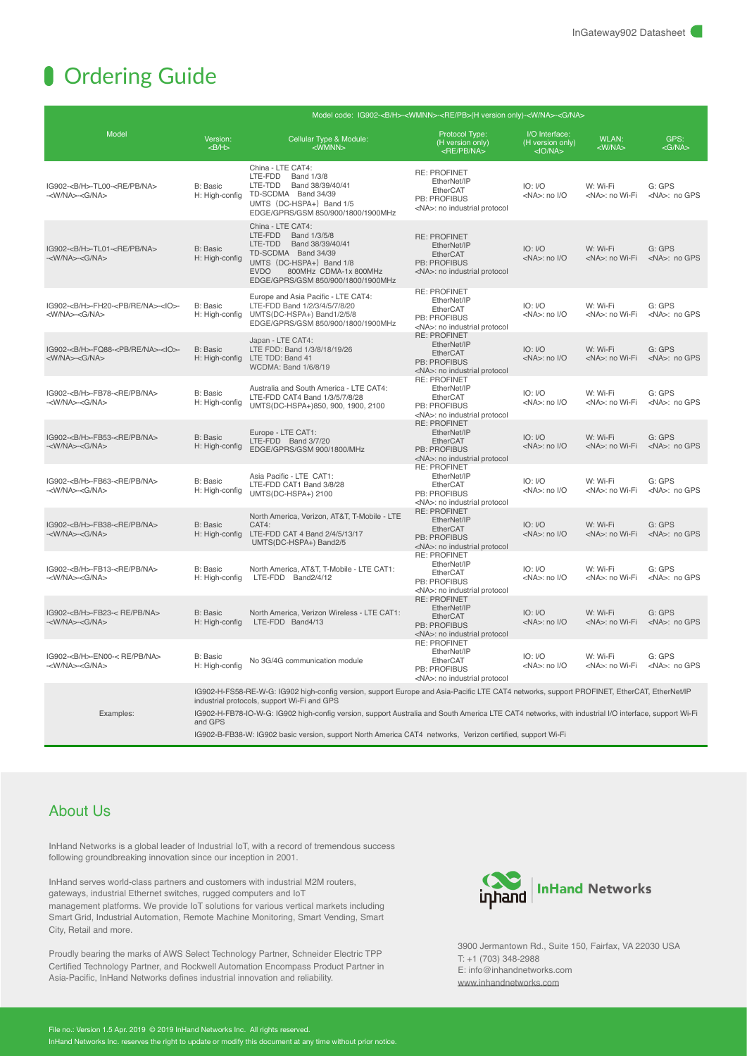# Ordering Guide

| Model code: IG902-<B/H>-<WMNN>-<RE/PB>(H version only)-<W/NA>-<G/NA> | | | | | | |
|---|---|---|---|---|---|---|
| Model | Version: <B/H> | Cellular Type & Module: <WMNN> | Protocol Type: (H version only) <RE/PB/NA> | I/O Interface: (H version only) <IO/NA> | WLAN: <W/NA> | GPS: <G/NA> |
| IG902-<B/H>-TL00-<RE/PB/NA>-<W/NA>-<G/NA> | B: Basic<br>H: High-config | China - LTE CAT4:<br>LTE-FDD Band 1/3/8<br>LTE-TDD Band 38/39/40/41<br>TD-SCDMA Band 34/39<br>UMTS (DC-HSPA+) Band 1/5<br>EDGE/GPRS/GSM 850/900/1800/1900MHz | RE: PROFINET<br>EtherNet/IP<br>EtherCAT<br>PB: PROFIBUS<br><NA>: no industrial protocol | IO: I/O<br><NA>: no I/O | W: Wi-Fi<br><NA>: no Wi-Fi | G: GPS<br><NA>: no GPS |
| IG902-<B/H>-TL01-<RE/PB/NA>-<W/NA>-<G/NA> | B: Basic<br>H: High-config | China - LTE CAT4:<br>LTE-FDD Band 1/3/5/8<br>LTE-TDD Band 38/39/40/41<br>TD-SCDMA Band 34/39<br>UMTS (DC-HSPA+) Band 1/8<br>EVDO 800MHz CDMA-1x 800MHz<br>EDGE/GPRS/GSM 850/900/1800/1900MHz | RE: PROFINET<br>EtherNet/IP<br>EtherCAT<br>PB: PROFIBUS<br><NA>: no industrial protocol | IO: I/O<br><NA>: no I/O | W: Wi-Fi<br><NA>: no Wi-Fi | G: GPS<br><NA>: no GPS |
| IG902-<B/H>-FH20-<PB/RE/NA>-<IO>-<W/NA>-<G/NA> | B: Basic<br>H: High-config | Europe and Asia Pacific - LTE CAT4:<br>LTE-FDD Band 1/2/3/4/5/7/8/20<br>UMTS(DC-HSPA+) Band1/2/5/8<br>EDGE/GPRS/GSM 850/900/1800/1900MHz | RE: PROFINET<br>EtherNet/IP<br>EtherCAT<br>PB: PROFIBUS<br><NA>: no industrial protocol | IO: I/O<br><NA>: no I/O | W: Wi-Fi<br><NA>: no Wi-Fi | G: GPS<br><NA>: no GPS |
| IG902-<B/H>-FQ88-<PB/RE/NA>-<IO>-<W/NA>-<G/NA> | B: Basic<br>H: High-config | Japan - LTE CAT4:<br>LTE FDD: Band 1/3/8/18/19/26<br>LTE TDD: Band 41<br>WCDMA: Band 1/6/8/19 | RE: PROFINET<br>EtherNet/IP<br>EtherCAT<br>PB: PROFIBUS<br><NA>: no industrial protocol | IO: I/O<br><NA>: no I/O | W: Wi-Fi<br><NA>: no Wi-Fi | G: GPS<br><NA>: no GPS |
| IG902-<B/H>-FB78-<RE/PB/NA>-<W/NA>-<G/NA> | B: Basic<br>H: High-config | Australia and South America - LTE CAT4:<br>LTE-FDD CAT4 Band 1/3/5/7/8/28<br>UMTS(DC-HSPA+)850, 900, 1900, 2100 | RE: PROFINET<br>EtherNet/IP<br>EtherCAT<br>PB: PROFIBUS<br><NA>: no industrial protocol | IO: I/O<br><NA>: no I/O | W: Wi-Fi<br><NA>: no Wi-Fi | G: GPS<br><NA>: no GPS |
| IG902-<B/H>-FB53-<RE/PB/NA>-<W/NA>-<G/NA> | B: Basic<br>H: High-config | Europe - LTE CAT1:<br>LTE-FDD Band 3/7/20<br>EDGE/GPRS/GSM 900/1800/MHz | RE: PROFINET<br>EtherNet/IP<br>EtherCAT<br>PB: PROFIBUS<br><NA>: no industrial protocol | IO: I/O<br><NA>: no I/O | W: Wi-Fi<br><NA>: no Wi-Fi | G: GPS<br><NA>: no GPS |
| IG902-<B/H>-FB63-<RE/PB/NA>-<W/NA>-<G/NA> | B: Basic<br>H: High-config | Asia Pacific - LTE CAT1:<br>LTE-FDD CAT1 Band 3/8/28<br>UMTS(DC-HSPA+) 2100 | RE: PROFINET<br>EtherNet/IP<br>EtherCAT<br>PB: PROFIBUS<br><NA>: no industrial protocol | IO: I/O<br><NA>: no I/O | W: Wi-Fi<br><NA>: no Wi-Fi | G: GPS<br><NA>: no GPS |
| IG902-<B/H>-FB38-<RE/PB/NA>-<W/NA>-<G/NA> | B: Basic<br>H: High-config | North America, Verizon, AT&T, T-Mobile - LTE CAT4:<br>LTE-FDD CAT 4 Band 2/4/5/13/17<br>UMTS(DC-HSPA+) Band2/5 | RE: PROFINET<br>EtherNet/IP<br>EtherCAT<br>PB: PROFIBUS<br><NA>: no industrial protocol | IO: I/O<br><NA>: no I/O | W: Wi-Fi<br><NA>: no Wi-Fi | G: GPS<br><NA>: no GPS |
| IG902-<B/H>-FB13-<RE/PB/NA>-<W/NA>-<G/NA> | B: Basic<br>H: High-config | North America, AT&T, T-Mobile - LTE CAT1:<br>LTE-FDD Band2/4/12 | RE: PROFINET<br>EtherNet/IP<br>EtherCAT<br>PB: PROFIBUS<br><NA>: no industrial protocol | IO: I/O<br><NA>: no I/O | W: Wi-Fi<br><NA>: no Wi-Fi | G: GPS<br><NA>: no GPS |
| IG902-<B/H>-FB23-< RE/PB/NA>-<W/NA>-<G/NA> | B: Basic<br>H: High-config | North America, Verizon Wireless - LTE CAT1:<br>LTE-FDD Band4/13 | RE: PROFINET<br>EtherNet/IP<br>EtherCAT<br>PB: PROFIBUS<br><NA>: no industrial protocol | IO: I/O<br><NA>: no I/O | W: Wi-Fi<br><NA>: no Wi-Fi | G: GPS<br><NA>: no GPS |
| IG902-<B/H>-EN00-< RE/PB/NA>-<W/NA>-<G/NA> | B: Basic<br>H: High-config | No 3G/4G communication module | RE: PROFINET<br>EtherNet/IP<br>EtherCAT<br>PB: PROFIBUS<br><NA>: no industrial protocol | IO: I/O<br><NA>: no I/O | W: Wi-Fi<br><NA>: no Wi-Fi | G: GPS<br><NA>: no GPS |
| Examples: | IG902-H-FS58-RE-W-G: IG902 high-config version, support Europe and Asia-Pacific LTE CAT4 networks, support PROFINET, EtherCAT, EtherNet/IP industrial protocols, support Wi-Fi and GPS<br>IG902-H-FB78-IO-W-G: IG902 high-config version, support Australia and South America LTE CAT4 networks, with industrial I/O interface, support Wi-Fi and GPS<br>IG902-B-FB38-W: IG902 basic version, support North America CAT4 networks, Verizon certified, support Wi-Fi | | | | | |

## About Us

InHand Networks is a global leader of Industrial IoT, with a record of tremendous success following groundbreaking innovation since our inception in 2001.

InHand serves world-class partners and customers with industrial M2M routers, gateways, industrial Ethernet switches, rugged computers and IoT management platforms. We provide IoT solutions for various vertical markets including Smart Grid, Industrial Automation, Remote Machine Monitoring, Smart Vending, Smart City, Retail and more.

Proudly bearing the marks of AWS Select Technology Partner, Schneider Electric TPP Certified Technology Partner, and Rockwell Automation Encompass Product Partner in Asia-Pacific, InHand Networks defines industrial innovation and reliability.

inhand | InHand Networks

3900 Jermantown Rd., Suite 150, Fairfax, VA 22030 USA
T: +1 (703) 348-2988
E: info@inhandnetworks.com
www.inhandnetworks.com

File no.: Version 1.5 Apr. 2019 © 2019 InHand Networks Inc. All rights reserved.
InHand Networks Inc. reserves the right to update or modify this document at any time without prior notice.